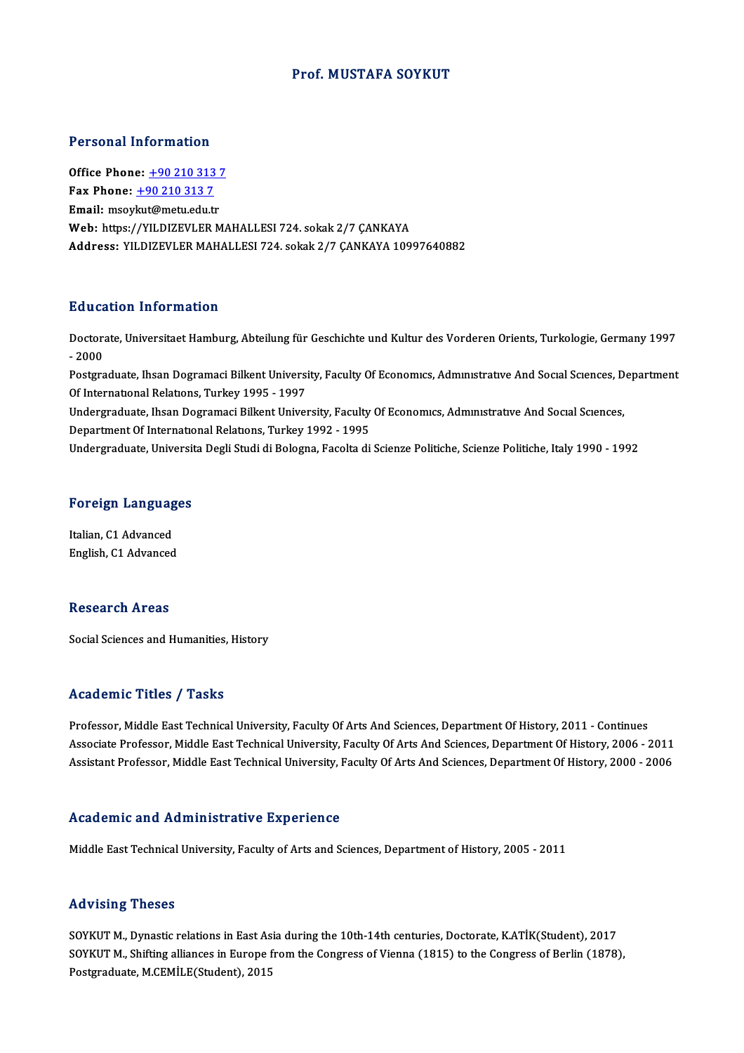# Prof. MUSTAFA SOYKUT

## Personal Information

**Office Phone:** +90 210 313 7
**Fax Phone:** +90 210 313 7
**Email:** msoykut@metu.edu.tr
**Web:** https://YILDIZEVLER MAHALLESI 724. sokak 2/7 ÇANKAYA
**Address:** YILDIZEVLER MAHALLESI 724. sokak 2/7 ÇANKAYA 10997640882

## Education Information

Doctorate, Universitaet Hamburg, Abteilung für Geschichte und Kultur des Vorderen Orients, Turkologie, Germany 1997 - 2000
Postgraduate, Ihsan Dogramaci Bilkent University, Faculty Of Economics, Administrative And Social Sciences, Department Of International Relations, Turkey 1995 - 1997
Undergraduate, Ihsan Dogramaci Bilkent University, Faculty Of Economics, Administrative And Social Sciences, Department Of International Relations, Turkey 1992 - 1995
Undergraduate, Universita Degli Studi di Bologna, Facolta di Scienze Politiche, Scienze Politiche, Italy 1990 - 1992

## Foreign Languages

Italian, C1 Advanced
English, C1 Advanced

## Research Areas

Social Sciences and Humanities, History

## Academic Titles / Tasks

Professor, Middle East Technical University, Faculty Of Arts And Sciences, Department Of History, 2011 - Continues
Associate Professor, Middle East Technical University, Faculty Of Arts And Sciences, Department Of History, 2006 - 2011
Assistant Professor, Middle East Technical University, Faculty Of Arts And Sciences, Department Of History, 2000 - 2006

## Academic and Administrative Experience

Middle East Technical University, Faculty of Arts and Sciences, Department of History, 2005 - 2011

## Advising Theses

SOYKUT M., Dynastic relations in East Asia during the 10th-14th centuries, Doctorate, K.ATİK(Student), 2017
SOYKUT M., Shifting alliances in Europe from the Congress of Vienna (1815) to the Congress of Berlin (1878), Postgraduate, M.CEMİLE(Student), 2015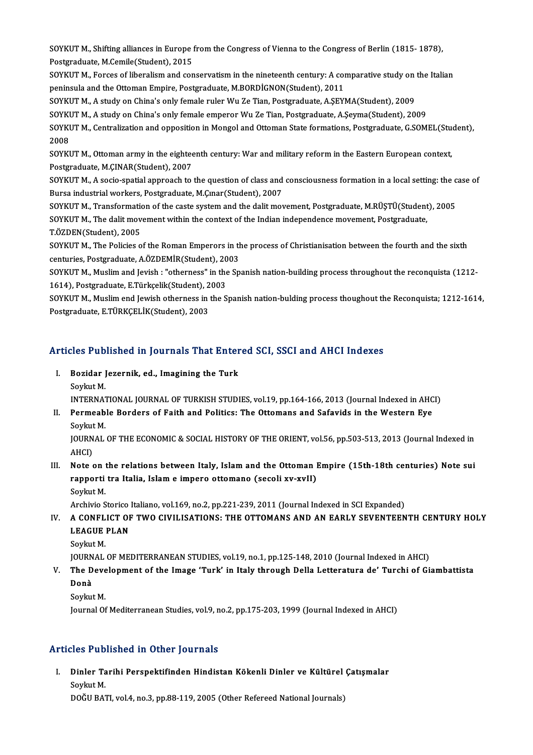SOYKUT M., Shifting alliances in Europe from the Congress of Vienna to the Congress of Berlin (1815- 1878), Postgraduate, M.Cemile(Student), 2015

SOYKUT M., Forces of liberalism and conservatism in the nineteenth century: A comparative study on the Italian peninsula and the Ottoman Empire, Postgraduate, M.BORDİGNON(Student), 2011

SOYKUT M., A study on China's only female ruler Wu Ze Tian, Postgraduate, A.ŞEYMA(Student), 2009

SOYKUT M., A study on China's only female emperor Wu Ze Tian, Postgraduate, A.Şeyma(Student), 2009

SOYKUT M., Centralization and opposition in Mongol and Ottoman State formations, Postgraduate, G.SOMEL(Student), 2008

SOYKUT M., Ottoman army in the eighteenth century: War and military reform in the Eastern European context, Postgraduate, M.ÇINAR(Student), 2007

SOYKUT M., A socio-spatial approach to the question of class and consciousness formation in a local setting: the case of Bursa industrial workers, Postgraduate, M.Çınar(Student), 2007

SOYKUT M., Transformation of the caste system and the dalit movement, Postgraduate, M.RÜŞTÜ(Student), 2005

SOYKUT M., The dalit movement within the context of the Indian independence movement, Postgraduate, T.ÖZDEN(Student), 2005

SOYKUT M., The Policies of the Roman Emperors in the process of Christianisation between the fourth and the sixth centuries, Postgraduate, A.ÖZDEMİR(Student), 2003

SOYKUT M., Muslim and Jevish : "otherness" in the Spanish nation-building process throughout the reconquista (1212-1614), Postgraduate, E.Türkçelik(Student), 2003

SOYKUT M., Muslim end Jewish otherness in the Spanish nation-bulding process thoughout the Reconquista; 1212-1614, Postgraduate, E.TÜRKÇELİK(Student), 2003

## Articles Published in Journals That Entered SCI, SSCI and AHCI Indexes

I. **Bozidar Jezernik, ed., Imagining the Turk**
   Soykut M.
   INTERNATIONAL JOURNAL OF TURKISH STUDIES, vol.19, pp.164-166, 2013 (Journal Indexed in AHCI)

II. **Permeable Borders of Faith and Politics: The Ottomans and Safavids in the Western Eye**
   Soykut M.
   JOURNAL OF THE ECONOMIC & SOCIAL HISTORY OF THE ORIENT, vol.56, pp.503-513, 2013 (Journal Indexed in AHCI)

III. **Note on the relations between Italy, Islam and the Ottoman Empire (15th-18th centuries) Note sui rapporti tra Italia, Islam e impero ottomano (secoli xv-xvII)**
   Soykut M.
   Archivio Storico Italiano, vol.169, no.2, pp.221-239, 2011 (Journal Indexed in SCI Expanded)

IV. **A CONFLICT OF TWO CIVILISATIONS: THE OTTOMANS AND AN EARLY SEVENTEENTH CENTURY HOLY LEAGUE PLAN**
   Soykut M.
   JOURNAL OF MEDITERRANEAN STUDIES, vol.19, no.1, pp.125-148, 2010 (Journal Indexed in AHCI)

V. **The Development of the Image 'Turk' in Italy through Della Letteratura de' Turchi of Giambattista Donà**
   Soykut M.
   Journal Of Mediterranean Studies, vol.9, no.2, pp.175-203, 1999 (Journal Indexed in AHCI)

## Articles Published in Other Journals

I. **Dinler Tarihi Perspektifinden Hindistan Kökenli Dinler ve Kültürel Çatışmalar**
   Soykut M.
   DOĞU BATI, vol.4, no.3, pp.88-119, 2005 (Other Refereed National Journals)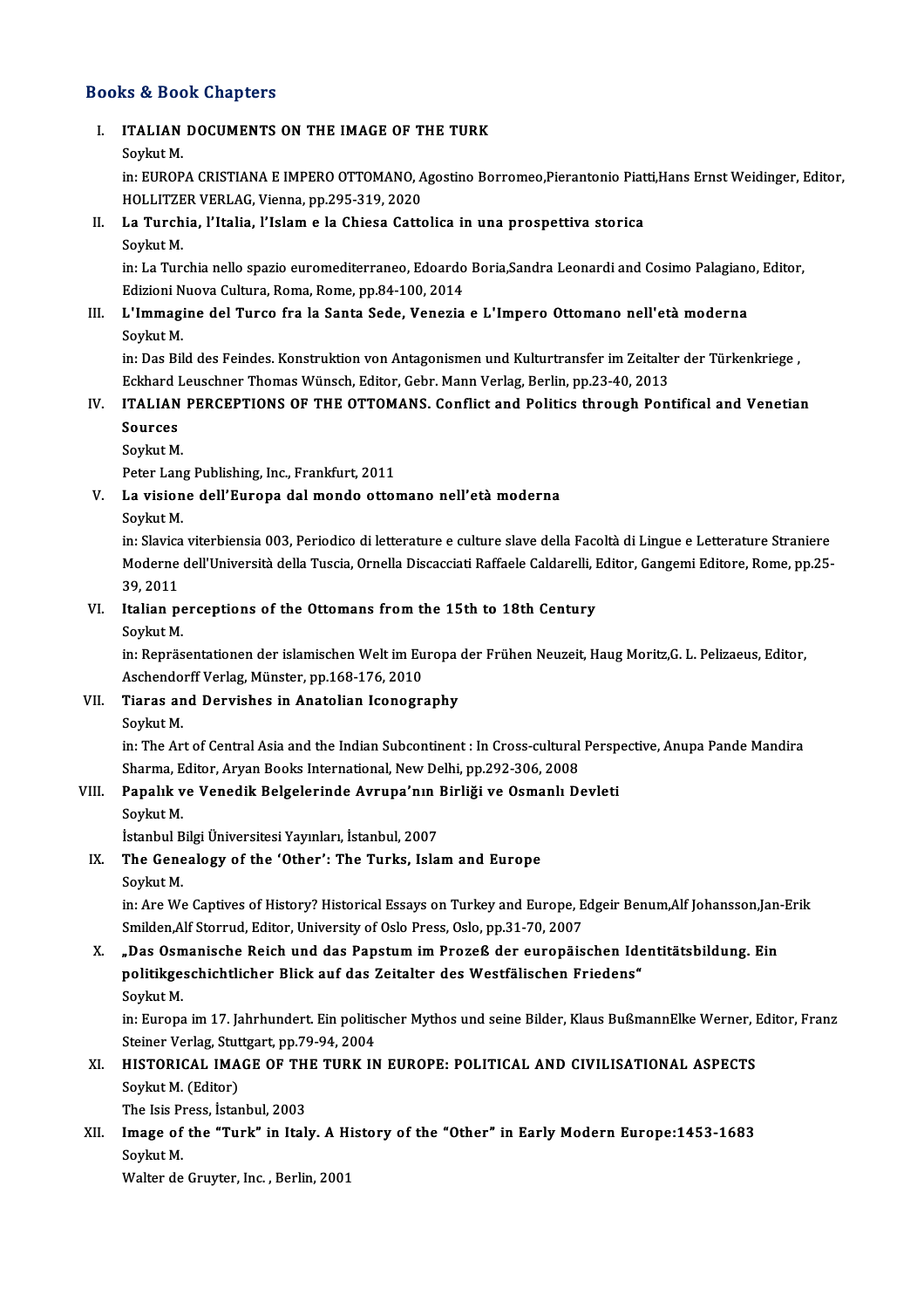## Books & Book Chapters

I. **ITALIAN DOCUMENTS ON THE IMAGE OF THE TURK**
   Soykut M.
   in: EUROPA CRISTIANA E IMPERO OTTOMANO, Agostino Borromeo,Pierantonio Piatti,Hans Ernst Weidinger, Editor, HOLLITZER VERLAG, Vienna, pp.295-319, 2020

II. **La Turchia, l'Italia, l'Islam e la Chiesa Cattolica in una prospettiva storica**
   Soykut M.
   in: La Turchia nello spazio euromediterraneo, Edoardo Boria,Sandra Leonardi and Cosimo Palagiano, Editor, Edizioni Nuova Cultura, Roma, Rome, pp.84-100, 2014

III. **L'Immagine del Turco fra la Santa Sede, Venezia e L'Impero Ottomano nell'età moderna**
   Soykut M.
   in: Das Bild des Feindes. Konstruktion von Antagonismen und Kulturtransfer im Zeitalter der Türkenkriege , Eckhard Leuschner Thomas Wünsch, Editor, Gebr. Mann Verlag, Berlin, pp.23-40, 2013

IV. **ITALIAN PERCEPTIONS OF THE OTTOMANS. Conflict and Politics through Pontifical and Venetian Sources**
   Soykut M.
   Peter Lang Publishing, Inc., Frankfurt, 2011

V. **La visione dell'Europa dal mondo ottomano nell'età moderna**
   Soykut M.
   in: Slavica viterbiensia 003, Periodico di letterature e culture slave della Facoltà di Lingue e Letterature Straniere Moderne dell'Università della Tuscia, Ornella Discacciati Raffaele Caldarelli, Editor, Gangemi Editore, Rome, pp.25-39, 2011

VI. **Italian perceptions of the Ottomans from the 15th to 18th Century**
   Soykut M.
   in: Repräsentationen der islamischen Welt im Europa der Frühen Neuzeit, Haug Moritz,G. L. Pelizaeus, Editor, Aschendorff Verlag, Münster, pp.168-176, 2010

VII. **Tiaras and Dervishes in Anatolian Iconography**
   Soykut M.
   in: The Art of Central Asia and the Indian Subcontinent : In Cross-cultural Perspective, Anupa Pande Mandira Sharma, Editor, Aryan Books International, New Delhi, pp.292-306, 2008

VIII. **Papalık ve Venedik Belgelerinde Avrupa'nın Birliği ve Osmanlı Devleti**
   Soykut M.
   İstanbul Bilgi Üniversitesi Yayınları, İstanbul, 2007

IX. **The Genealogy of the 'Other': The Turks, Islam and Europe**
   Soykut M.
   in: Are We Captives of History? Historical Essays on Turkey and Europe, Edgeir Benum,Alf Johansson,Jan-Erik Smilden,Alf Storrud, Editor, University of Oslo Press, Oslo, pp.31-70, 2007

X. **„Das Osmanische Reich und das Papstum im Prozeß der europäischen Identitätsbildung. Ein politikgeschichtlicher Blick auf das Zeitalter des Westfälischen Friedens"**
   Soykut M.
   in: Europa im 17. Jahrhundert. Ein politischer Mythos und seine Bilder, Klaus BußmannElke Werner, Editor, Franz Steiner Verlag, Stuttgart, pp.79-94, 2004

XI. **HISTORICAL IMAGE OF THE TURK IN EUROPE: POLITICAL AND CIVILISATIONAL ASPECTS**
   Soykut M. (Editor)
   The Isis Press, İstanbul, 2003

XII. **Image of the "Turk" in Italy. A History of the "Other" in Early Modern Europe:1453-1683**
   Soykut M.
   Walter de Gruyter, Inc. , Berlin, 2001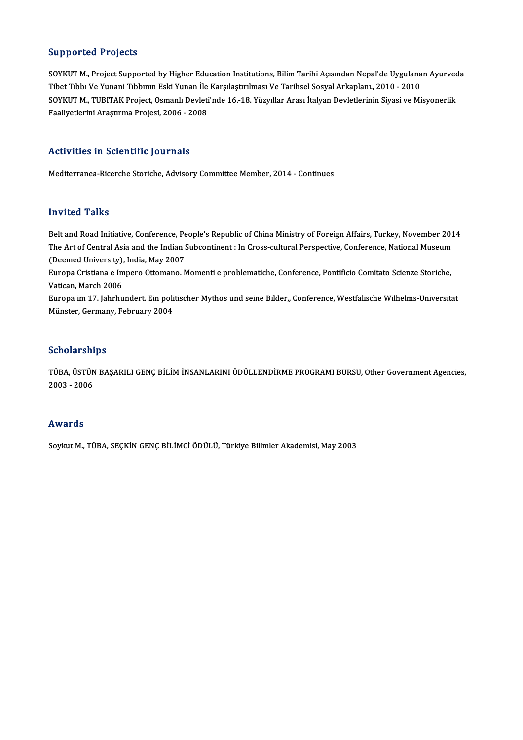## Supported Projects

SOYKUT M., Project Supported by Higher Education Institutions, Bilim Tarihi Açısından Nepal'de Uygulanan Ayurveda Tibet Tıbbı Ve Yunani Tıbbının Eski Yunan İle Karşılaştırılması Ve Tarihsel Sosyal Arkaplanı., 2010 - 2010

SOYKUT M., TUBITAK Project, Osmanlı Devleti'nde 16.-18. Yüzyıllar Arası İtalyan Devletlerinin Siyasi ve Misyonerlik Faaliyetlerini Araştırma Projesi, 2006 - 2008

## Activities in Scientific Journals

Mediterranea-Ricerche Storiche, Advisory Committee Member, 2014 - Continues

## Invited Talks

Belt and Road Initiative, Conference, People's Republic of China Ministry of Foreign Affairs, Turkey, November 2014

The Art of Central Asia and the Indian Subcontinent : In Cross-cultural Perspective, Conference, National Museum (Deemed University), India, May 2007

Europa Cristiana e Impero Ottomano. Momenti e problematiche, Conference, Pontificio Comitato Scienze Storiche, Vatican, March 2006

Europa im 17. Jahrhundert. Ein politischer Mythos und seine Bilder,, Conference, Westfälische Wilhelms-Universität Münster, Germany, February 2004

## Scholarships

TÜBA, ÜSTÜN BAŞARILI GENÇ BİLİM İNSANLARINI ÖDÜLLENDİRME PROGRAMI BURSU, Other Government Agencies, 2003 - 2006

## Awards

Soykut M., TÜBA, SEÇKİN GENÇ BİLİMCİ ÖDÜLÜ, Türkiye Bilimler Akademisi, May 2003